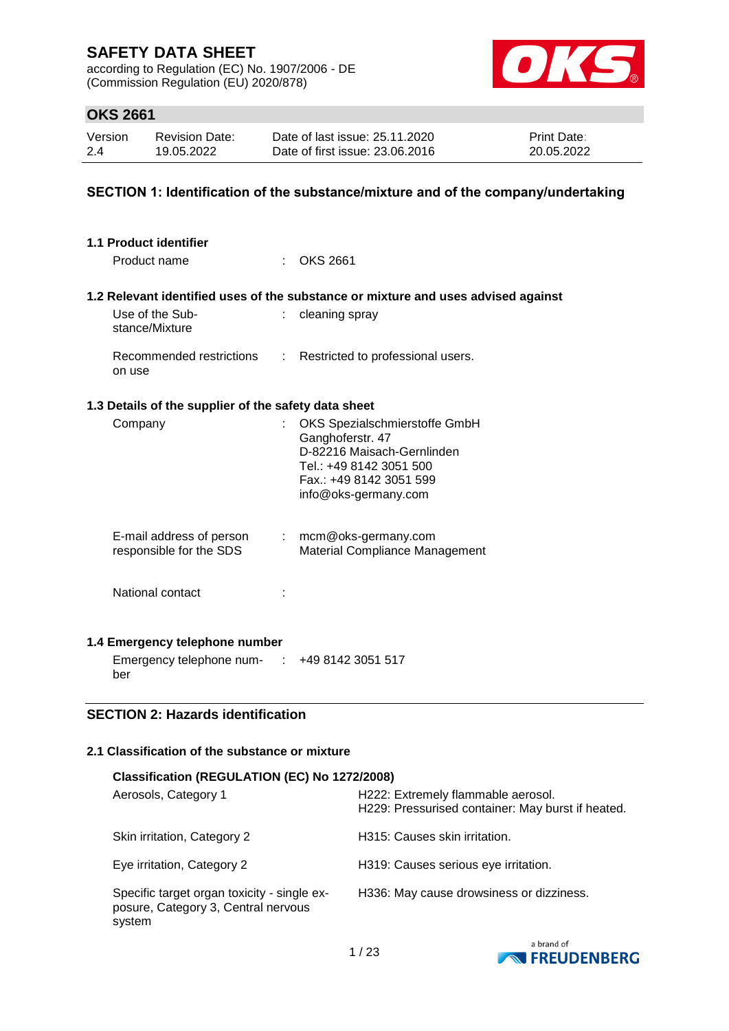# SAFETY DATA SHEET

according to Regulation (EC) No. 1907/2006 - DE
(Commission Regulation (EU) 2020/878)

## OKS 2661

| Version | Revision Date: | Date of last issue: 25.11.2020 | Print Date: |
|---|---|---|---|
| 2.4 | 19.05.2022 | Date of first issue: 23.06.2016 | 20.05.2022 |

## SECTION 1: Identification of the substance/mixture and of the company/undertaking

### 1.1 Product identifier

Product name : OKS 2661

### 1.2 Relevant identified uses of the substance or mixture and uses advised against

Use of the Substance/Mixture : cleaning spray

Recommended restrictions on use : Restricted to professional users.

### 1.3 Details of the supplier of the safety data sheet

Company : OKS Spezialschmierstoffe GmbH
Ganghoferstr. 47
D-82216 Maisach-Gernlinden
Tel.: +49 8142 3051 500
Fax.: +49 8142 3051 599
info@oks-germany.com

E-mail address of person responsible for the SDS : mcm@oks-germany.com
Material Compliance Management

National contact :

### 1.4 Emergency telephone number

Emergency telephone number : +49 8142 3051 517

## SECTION 2: Hazards identification

### 2.1 Classification of the substance or mixture

**Classification (REGULATION (EC) No 1272/2008)**

| | |
|---|---|
| Aerosols, Category 1 | H222: Extremely flammable aerosol.<br>H229: Pressurised container: May burst if heated. |
| Skin irritation, Category 2 | H315: Causes skin irritation. |
| Eye irritation, Category 2 | H319: Causes serious eye irritation. |
| Specific target organ toxicity - single exposure, Category 3, Central nervous system | H336: May cause drowsiness or dizziness. |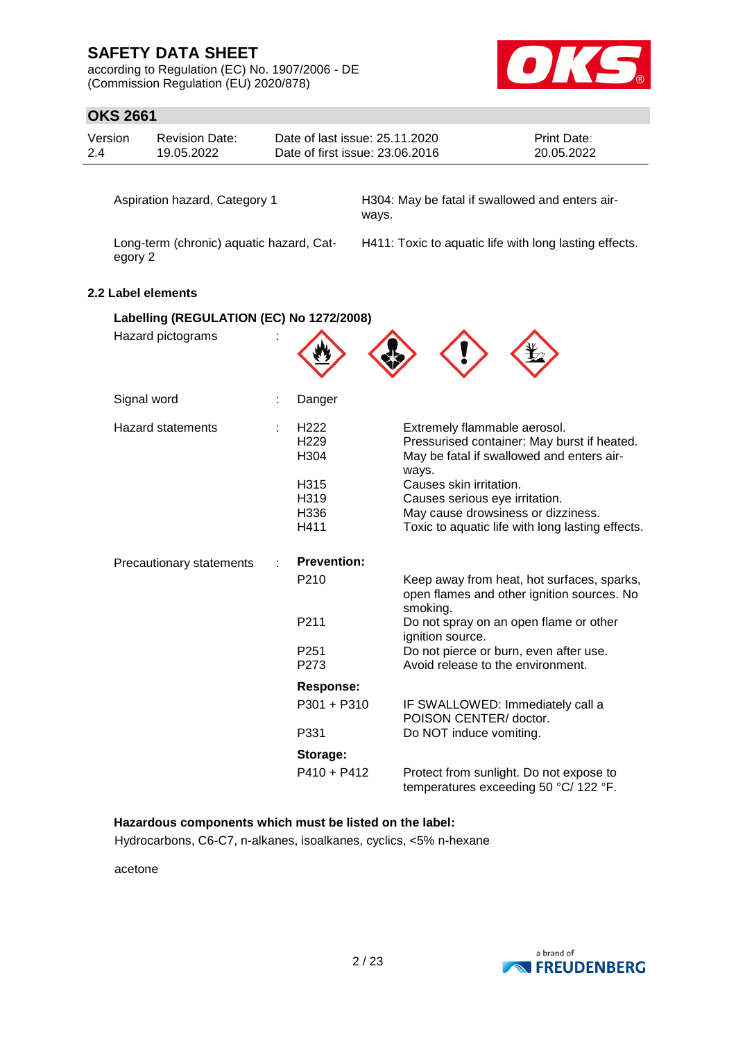| | |
|---|---|
| Aspiration hazard, Category 1 | H304: May be fatal if swallowed and enters airways. |
| Long-term (chronic) aquatic hazard, Category 2 | H411: Toxic to aquatic life with long lasting effects. |

### 2.2 Label elements

**Labelling (REGULATION (EC) No 1272/2008)**

Hazard pictograms :

Signal word : Danger

Hazard statements :

| | |
|---|---|
| H222 | Extremely flammable aerosol. |
| H229 | Pressurised container: May burst if heated. |
| H304 | May be fatal if swallowed and enters airways. |
| H315 | Causes skin irritation. |
| H319 | Causes serious eye irritation. |
| H336 | May cause drowsiness or dizziness. |
| H411 | Toxic to aquatic life with long lasting effects. |

Precautionary statements :

**Prevention:**

| | |
|---|---|
| P210 | Keep away from heat, hot surfaces, sparks, open flames and other ignition sources. No smoking. |
| P211 | Do not spray on an open flame or other ignition source. |
| P251 | Do not pierce or burn, even after use. |
| P273 | Avoid release to the environment. |

**Response:**

| | |
|---|---|
| P301 + P310 | IF SWALLOWED: Immediately call a POISON CENTER/ doctor. |
| P331 | Do NOT induce vomiting. |

**Storage:**

| | |
|---|---|
| P410 + P412 | Protect from sunlight. Do not expose to temperatures exceeding 50 °C/ 122 °F. |

**Hazardous components which must be listed on the label:**

Hydrocarbons, C6-C7, n-alkanes, isoalkanes, cyclics, <5% n-hexane

acetone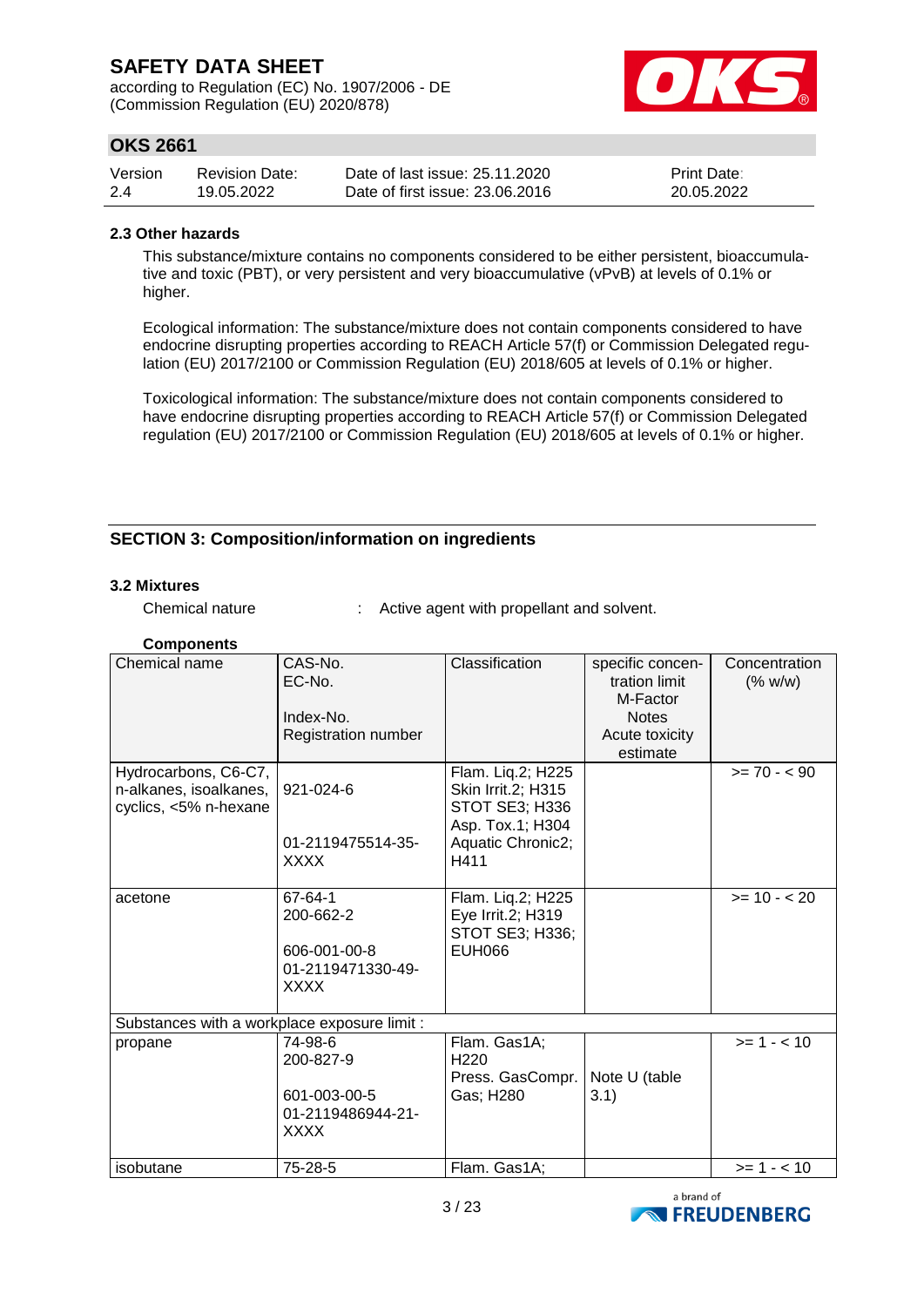### 2.3 Other hazards

This substance/mixture contains no components considered to be either persistent, bioaccumulative and toxic (PBT), or very persistent and very bioaccumulative (vPvB) at levels of 0.1% or higher.

Ecological information: The substance/mixture does not contain components considered to have endocrine disrupting properties according to REACH Article 57(f) or Commission Delegated regulation (EU) 2017/2100 or Commission Regulation (EU) 2018/605 at levels of 0.1% or higher.

Toxicological information: The substance/mixture does not contain components considered to have endocrine disrupting properties according to REACH Article 57(f) or Commission Delegated regulation (EU) 2017/2100 or Commission Regulation (EU) 2018/605 at levels of 0.1% or higher.

## SECTION 3: Composition/information on ingredients

### 3.2 Mixtures

Chemical nature : Active agent with propellant and solvent.

**Components**

| Chemical name | CAS-No.<br>EC-No.<br><br>Index-No.<br>Registration number | Classification | specific concentration limit<br>M-Factor<br>Notes<br>Acute toxicity estimate | Concentration (% w/w) |
|---|---|---|---|---|
| Hydrocarbons, C6-C7, n-alkanes, isoalkanes, cyclics, <5% n-hexane | 921-024-6<br><br>01-2119475514-35-XXXX | Flam. Liq.2; H225<br>Skin Irrit.2; H315<br>STOT SE3; H336<br>Asp. Tox.1; H304<br>Aquatic Chronic2; H411 | | >= 70 - < 90 |
| acetone | 67-64-1<br>200-662-2<br><br>606-001-00-8<br>01-2119471330-49-XXXX | Flam. Liq.2; H225<br>Eye Irrit.2; H319<br>STOT SE3; H336;<br>EUH066 | | >= 10 - < 20 |
| Substances with a workplace exposure limit : | | | | |
| propane | 74-98-6<br>200-827-9<br><br>601-003-00-5<br>01-2119486944-21-XXXX | Flam. Gas1A; H220<br>Press. GasCompr. Gas; H280 | Note U (table 3.1) | >= 1 - < 10 |
| isobutane | 75-28-5 | Flam. Gas1A; | | >= 1 - < 10 |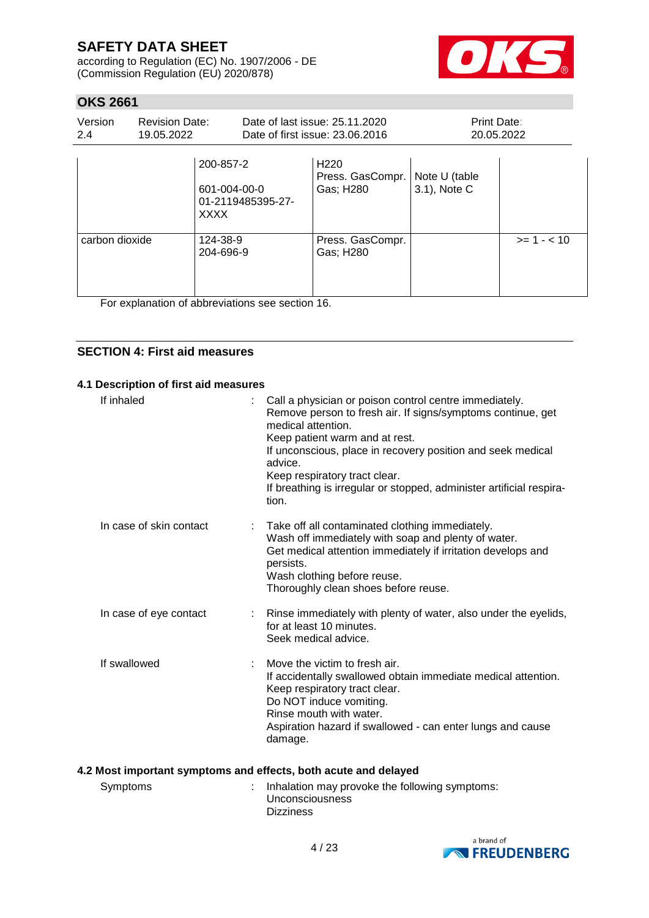| | | | | |
|---|---|---|---|---|
| | 200-857-2<br><br>601-004-00-0<br>01-2119485395-27-XXXX | H220<br>Press. GasCompr. Gas; H280 | Note U (table 3.1), Note C | |
| carbon dioxide | 124-38-9<br>204-696-9 | Press. GasCompr. Gas; H280 | | >= 1 - < 10 |

For explanation of abbreviations see section 16.

## SECTION 4: First aid measures

### 4.1 Description of first aid measures

If inhaled : Call a physician or poison control centre immediately.
Remove person to fresh air. If signs/symptoms continue, get medical attention.
Keep patient warm and at rest.
If unconscious, place in recovery position and seek medical advice.
Keep respiratory tract clear.
If breathing is irregular or stopped, administer artificial respiration.

In case of skin contact : Take off all contaminated clothing immediately.
Wash off immediately with soap and plenty of water.
Get medical attention immediately if irritation develops and persists.
Wash clothing before reuse.
Thoroughly clean shoes before reuse.

In case of eye contact : Rinse immediately with plenty of water, also under the eyelids, for at least 10 minutes.
Seek medical advice.

If swallowed : Move the victim to fresh air.
If accidentally swallowed obtain immediate medical attention.
Keep respiratory tract clear.
Do NOT induce vomiting.
Rinse mouth with water.
Aspiration hazard if swallowed - can enter lungs and cause damage.

### 4.2 Most important symptoms and effects, both acute and delayed

Symptoms : Inhalation may provoke the following symptoms:
Unconsciousness
Dizziness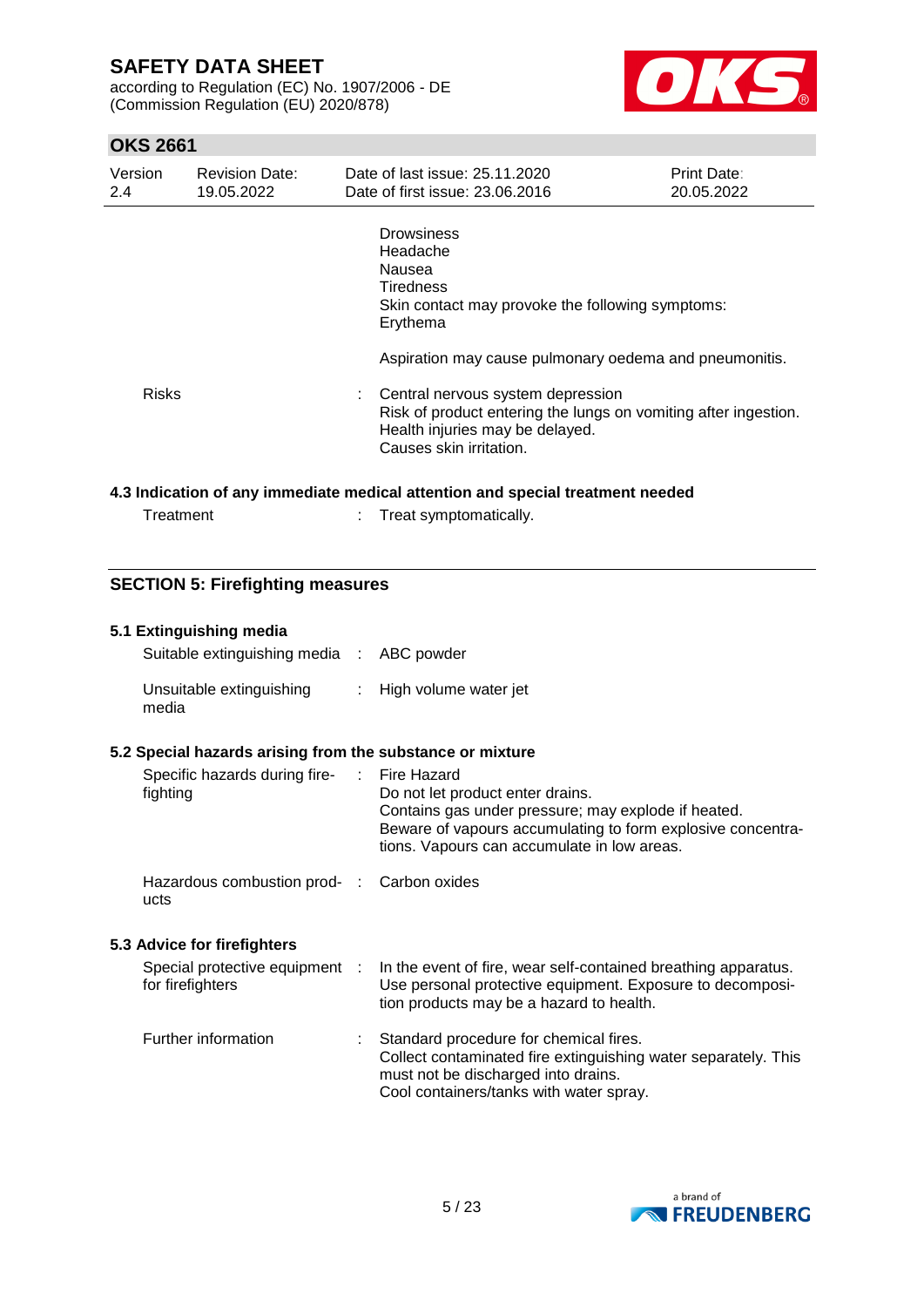Drowsiness
Headache
Nausea
Tiredness
Skin contact may provoke the following symptoms:
Erythema

Aspiration may cause pulmonary oedema and pneumonitis.

| | | |
|---|---|---|
| Risks | : | Central nervous system depression<br>Risk of product entering the lungs on vomiting after ingestion.<br>Health injuries may be delayed.<br>Causes skin irritation. |

### 4.3 Indication of any immediate medical attention and special treatment needed

| | | |
|---|---|---|
| Treatment | : | Treat symptomatically. |

## SECTION 5: Firefighting measures

### 5.1 Extinguishing media

| | | |
|---|---|---|
| Suitable extinguishing media | : | ABC powder |
| Unsuitable extinguishing media | : | High volume water jet |

### 5.2 Special hazards arising from the substance or mixture

| | | |
|---|---|---|
| Specific hazards during firefighting | : | Fire Hazard<br>Do not let product enter drains.<br>Contains gas under pressure; may explode if heated.<br>Beware of vapours accumulating to form explosive concentrations. Vapours can accumulate in low areas. |
| Hazardous combustion products | : | Carbon oxides |

### 5.3 Advice for firefighters

| | | |
|---|---|---|
| Special protective equipment for firefighters | : | In the event of fire, wear self-contained breathing apparatus. Use personal protective equipment. Exposure to decomposition products may be a hazard to health. |
| Further information | : | Standard procedure for chemical fires.<br>Collect contaminated fire extinguishing water separately. This must not be discharged into drains.<br>Cool containers/tanks with water spray. |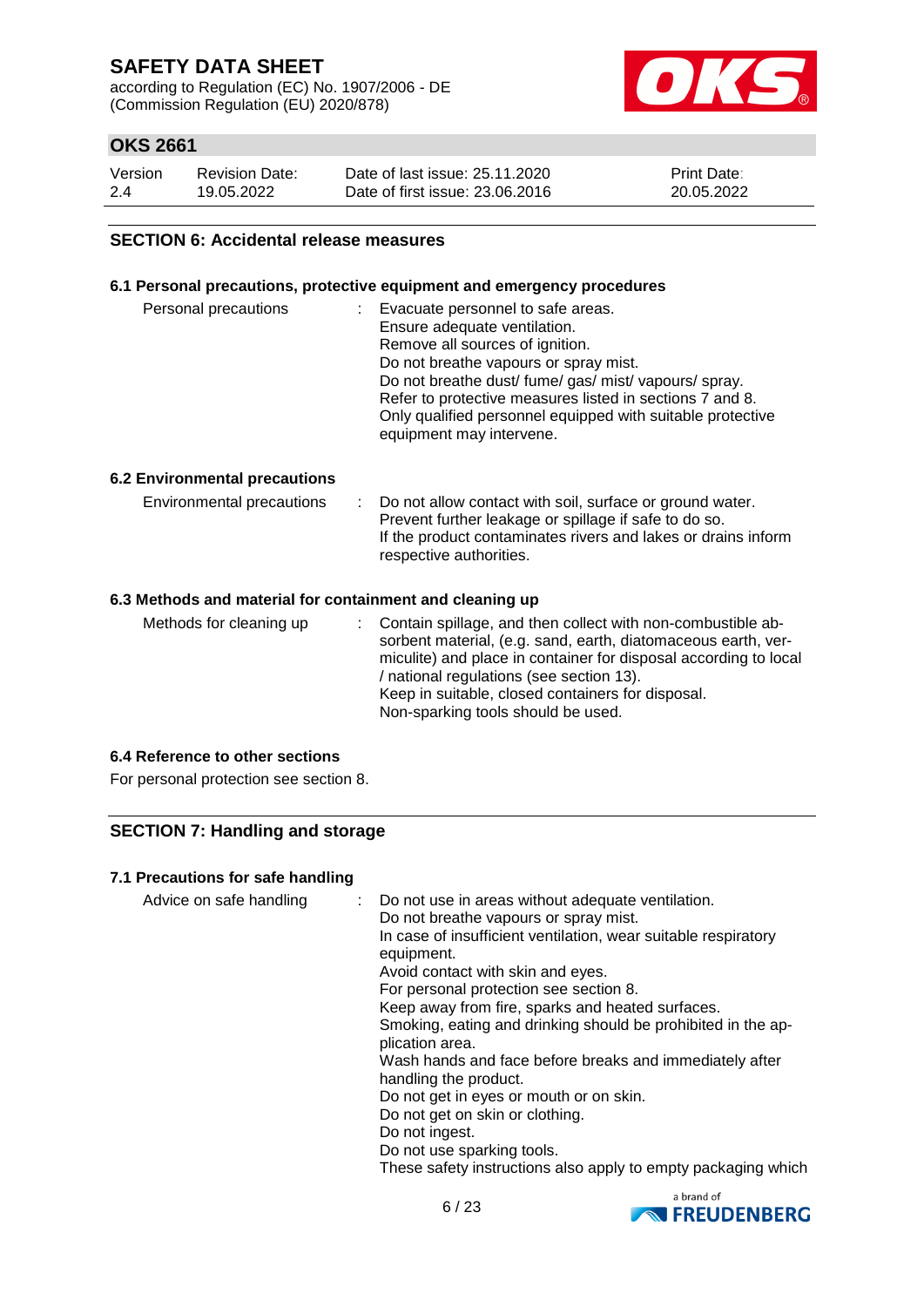## SECTION 6: Accidental release measures

### 6.1 Personal precautions, protective equipment and emergency procedures

| | |
|---|---|
| Personal precautions | : Evacuate personnel to safe areas.<br>Ensure adequate ventilation.<br>Remove all sources of ignition.<br>Do not breathe vapours or spray mist.<br>Do not breathe dust/ fume/ gas/ mist/ vapours/ spray.<br>Refer to protective measures listed in sections 7 and 8.<br>Only qualified personnel equipped with suitable protective equipment may intervene. |

### 6.2 Environmental precautions

| | |
|---|---|
| Environmental precautions | : Do not allow contact with soil, surface or ground water.<br>Prevent further leakage or spillage if safe to do so.<br>If the product contaminates rivers and lakes or drains inform respective authorities. |

### 6.3 Methods and material for containment and cleaning up

| | |
|---|---|
| Methods for cleaning up | : Contain spillage, and then collect with non-combustible absorbent material, (e.g. sand, earth, diatomaceous earth, vermiculite) and place in container for disposal according to local / national regulations (see section 13).<br>Keep in suitable, closed containers for disposal.<br>Non-sparking tools should be used. |

### 6.4 Reference to other sections

For personal protection see section 8.

## SECTION 7: Handling and storage

### 7.1 Precautions for safe handling

| | |
|---|---|
| Advice on safe handling | : Do not use in areas without adequate ventilation.<br>Do not breathe vapours or spray mist.<br>In case of insufficient ventilation, wear suitable respiratory equipment.<br>Avoid contact with skin and eyes.<br>For personal protection see section 8.<br>Keep away from fire, sparks and heated surfaces.<br>Smoking, eating and drinking should be prohibited in the application area.<br>Wash hands and face before breaks and immediately after handling the product.<br>Do not get in eyes or mouth or on skin.<br>Do not get on skin or clothing.<br>Do not ingest.<br>Do not use sparking tools.<br>These safety instructions also apply to empty packaging which |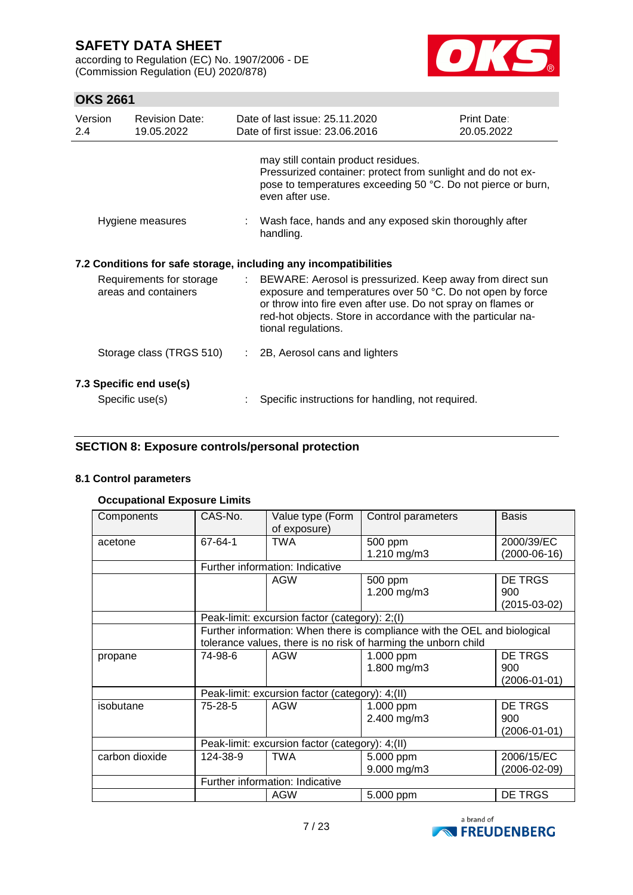may still contain product residues.
Pressurized container: protect from sunlight and do not expose to temperatures exceeding 50 °C. Do not pierce or burn, even after use.

Hygiene measures : Wash face, hands and any exposed skin thoroughly after handling.

### 7.2 Conditions for safe storage, including any incompatibilities

Requirements for storage areas and containers : BEWARE: Aerosol is pressurized. Keep away from direct sun exposure and temperatures over 50 °C. Do not open by force or throw into fire even after use. Do not spray on flames or red-hot objects. Store in accordance with the particular national regulations.

Storage class (TRGS 510) : 2B, Aerosol cans and lighters

### 7.3 Specific end use(s)

Specific use(s) : Specific instructions for handling, not required.

## SECTION 8: Exposure controls/personal protection

### 8.1 Control parameters

#### Occupational Exposure Limits

| Components | CAS-No. | Value type (Form of exposure) | Control parameters | Basis |
|---|---|---|---|---|
| acetone | 67-64-1 | TWA | 500 ppm<br>1.210 mg/m3 | 2000/39/EC (2000-06-16) |
| | Further information: Indicative | | | |
| | | AGW | 500 ppm<br>1.200 mg/m3 | DE TRGS 900 (2015-03-02) |
| | Peak-limit: excursion factor (category): 2;(I) | | | |
| | Further information: When there is compliance with the OEL and biological tolerance values, there is no risk of harming the unborn child | | | |
| propane | 74-98-6 | AGW | 1.000 ppm<br>1.800 mg/m3 | DE TRGS 900 (2006-01-01) |
| | Peak-limit: excursion factor (category): 4;(II) | | | |
| isobutane | 75-28-5 | AGW | 1.000 ppm<br>2.400 mg/m3 | DE TRGS 900 (2006-01-01) |
| | Peak-limit: excursion factor (category): 4;(II) | | | |
| carbon dioxide | 124-38-9 | TWA | 5.000 ppm<br>9.000 mg/m3 | 2006/15/EC (2006-02-09) |
| | Further information: Indicative | | | |
| | | AGW | 5.000 ppm | DE TRGS |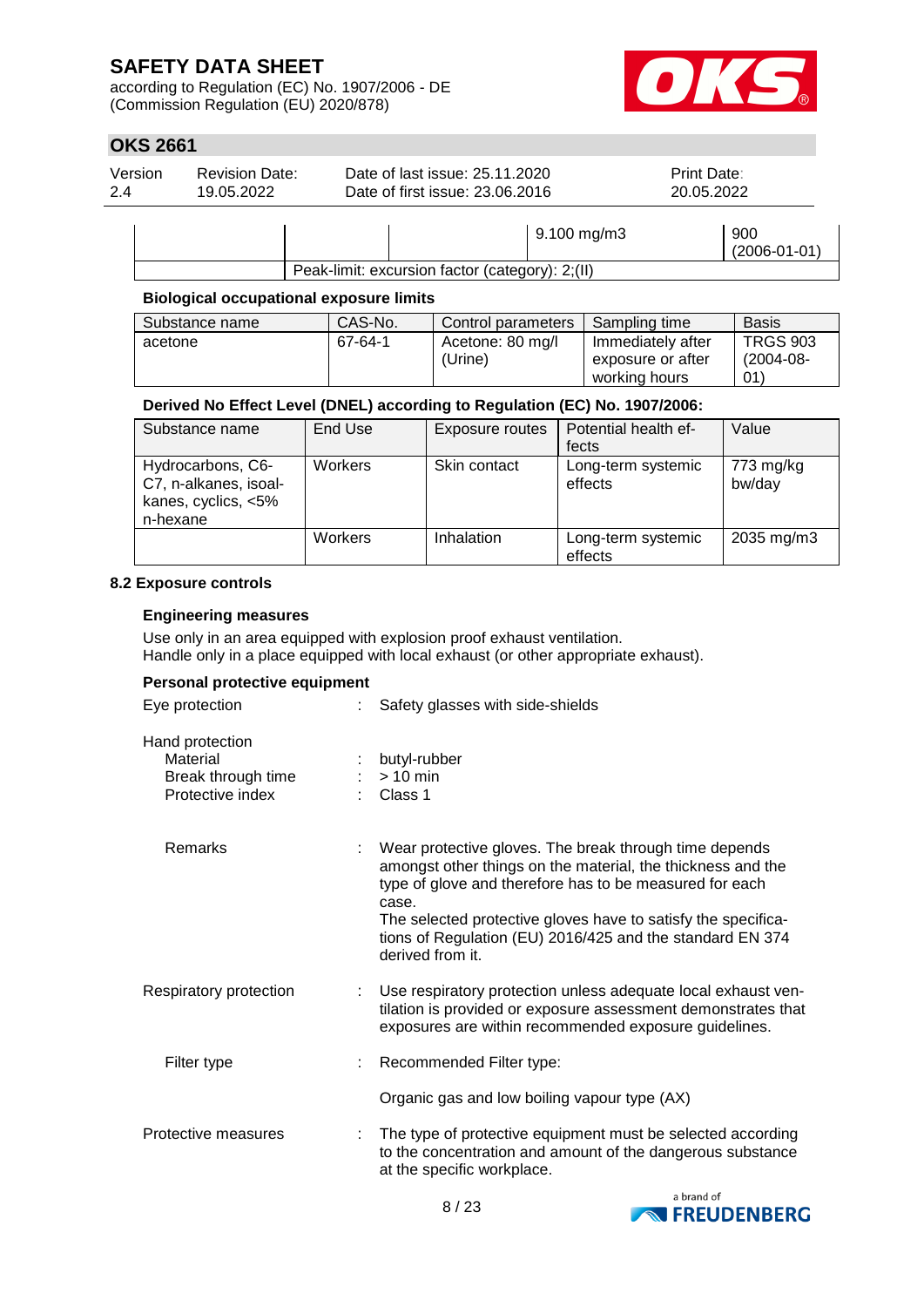|  |  |  | 9.100 mg/m3 | 900 (2006-01-01) |
|---|---|---|---|---|
|  | Peak-limit: excursion factor (category): 2;(II) |  |  |  |

**Biological occupational exposure limits**

| Substance name | CAS-No. | Control parameters | Sampling time | Basis |
|---|---|---|---|---|
| acetone | 67-64-1 | Acetone: 80 mg/l (Urine) | Immediately after exposure or after working hours | TRGS 903 (2004-08-01) |

**Derived No Effect Level (DNEL) according to Regulation (EC) No. 1907/2006:**

| Substance name | End Use | Exposure routes | Potential health effects | Value |
|---|---|---|---|---|
| Hydrocarbons, C6-C7, n-alkanes, isoalkanes, cyclics, <5% n-hexane | Workers | Skin contact | Long-term systemic effects | 773 mg/kg bw/day |
|  | Workers | Inhalation | Long-term systemic effects | 2035 mg/m3 |

### 8.2 Exposure controls

**Engineering measures**

Use only in an area equipped with explosion proof exhaust ventilation.
Handle only in a place equipped with local exhaust (or other appropriate exhaust).

**Personal protective equipment**

Eye protection : Safety glasses with side-shields

Hand protection
- Material : butyl-rubber
- Break through time : > 10 min
- Protective index : Class 1

Remarks : Wear protective gloves. The break through time depends amongst other things on the material, the thickness and the type of glove and therefore has to be measured for each case.
The selected protective gloves have to satisfy the specifications of Regulation (EU) 2016/425 and the standard EN 374 derived from it.

Respiratory protection : Use respiratory protection unless adequate local exhaust ventilation is provided or exposure assessment demonstrates that exposures are within recommended exposure guidelines.

Filter type : Recommended Filter type:

Organic gas and low boiling vapour type (AX)

Protective measures : The type of protective equipment must be selected according to the concentration and amount of the dangerous substance at the specific workplace.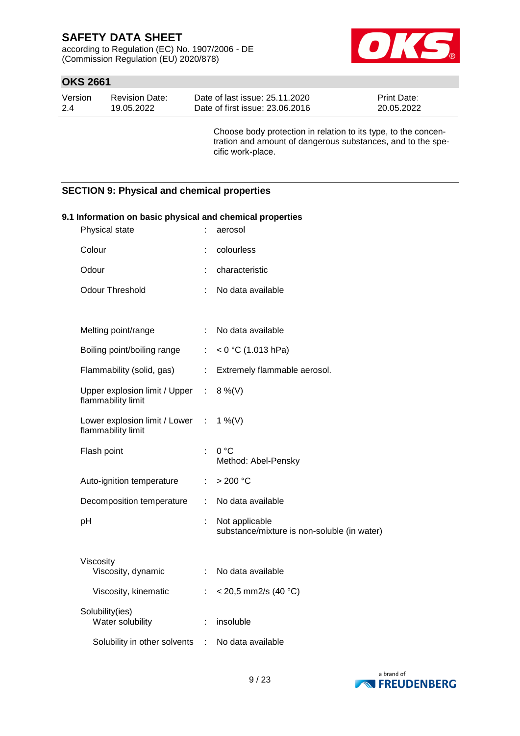Choose body protection in relation to its type, to the concentration and amount of dangerous substances, and to the specific work-place.

## SECTION 9: Physical and chemical properties

### 9.1 Information on basic physical and chemical properties

| | | |
|---|---|---|
| Physical state | : | aerosol |
| Colour | : | colourless |
| Odour | : | characteristic |
| Odour Threshold | : | No data available |
| Melting point/range | : | No data available |
| Boiling point/boiling range | : | < 0 °C (1.013 hPa) |
| Flammability (solid, gas) | : | Extremely flammable aerosol. |
| Upper explosion limit / Upper flammability limit | : | 8 %(V) |
| Lower explosion limit / Lower flammability limit | : | 1 %(V) |
| Flash point | : | 0 °C<br>Method: Abel-Pensky |
| Auto-ignition temperature | : | > 200 °C |
| Decomposition temperature | : | No data available |
| pH | : | Not applicable<br>substance/mixture is non-soluble (in water) |
| Viscosity | | |
| Viscosity, dynamic | : | No data available |
| Viscosity, kinematic | : | < 20,5 mm2/s (40 °C) |
| Solubility(ies) | | |
| Water solubility | : | insoluble |
| Solubility in other solvents | : | No data available |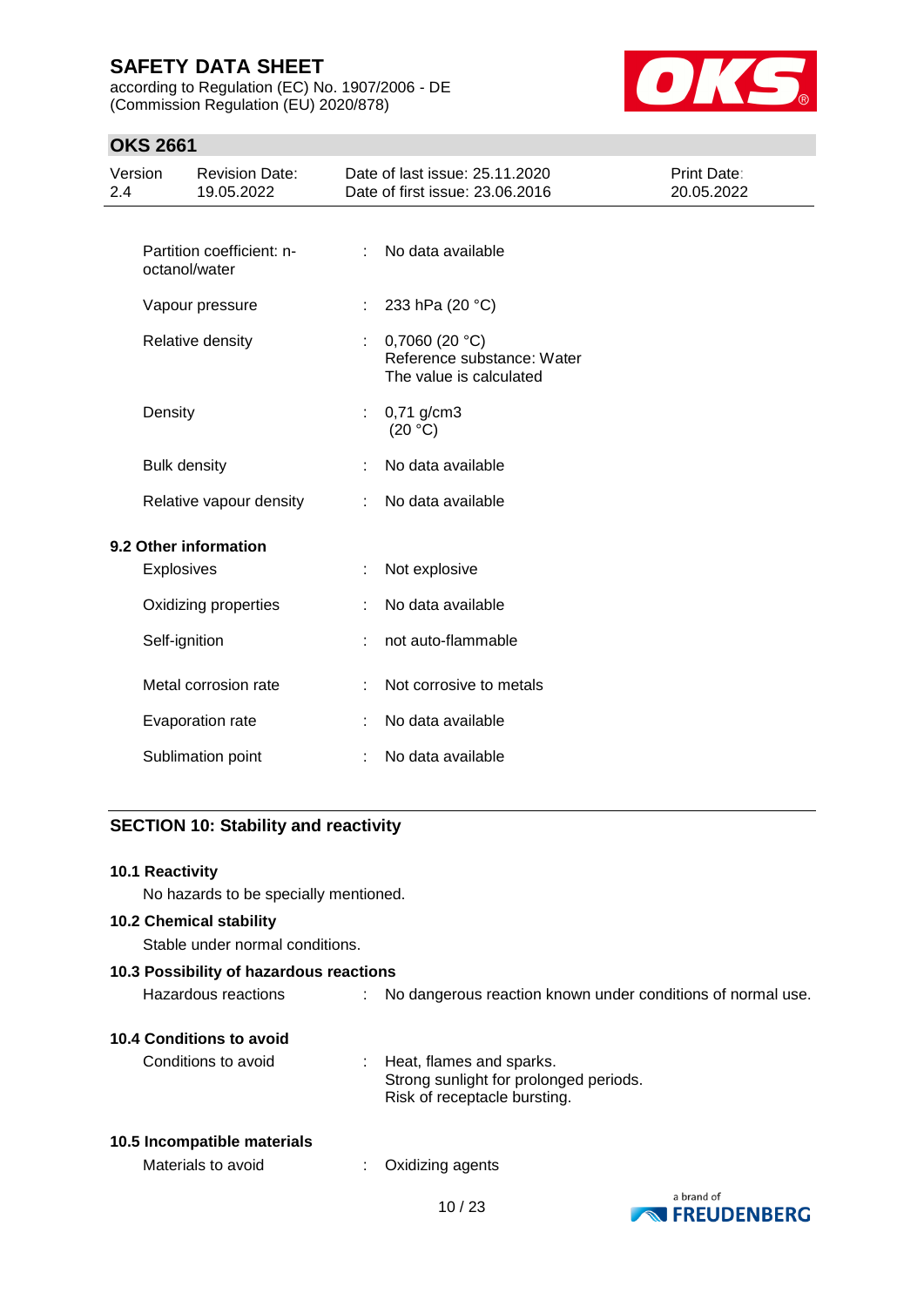| | | |
|---|---|---|
| Partition coefficient: n-octanol/water | : | No data available |
| Vapour pressure | : | 233 hPa (20 °C) |
| Relative density | : | 0,7060 (20 °C)<br>Reference substance: Water<br>The value is calculated |
| Density | : | 0,71 g/cm3<br>(20 °C) |
| Bulk density | : | No data available |
| Relative vapour density | : | No data available |

**9.2 Other information**

| | | |
|---|---|---|
| Explosives | : | Not explosive |
| Oxidizing properties | : | No data available |
| Self-ignition | : | not auto-flammable |
| Metal corrosion rate | : | Not corrosive to metals |
| Evaporation rate | : | No data available |
| Sublimation point | : | No data available |

## SECTION 10: Stability and reactivity

**10.1 Reactivity**

No hazards to be specially mentioned.

**10.2 Chemical stability**

Stable under normal conditions.

**10.3 Possibility of hazardous reactions**

Hazardous reactions : No dangerous reaction known under conditions of normal use.

**10.4 Conditions to avoid**

Conditions to avoid : Heat, flames and sparks.
Strong sunlight for prolonged periods.
Risk of receptacle bursting.

**10.5 Incompatible materials**

Materials to avoid : Oxidizing agents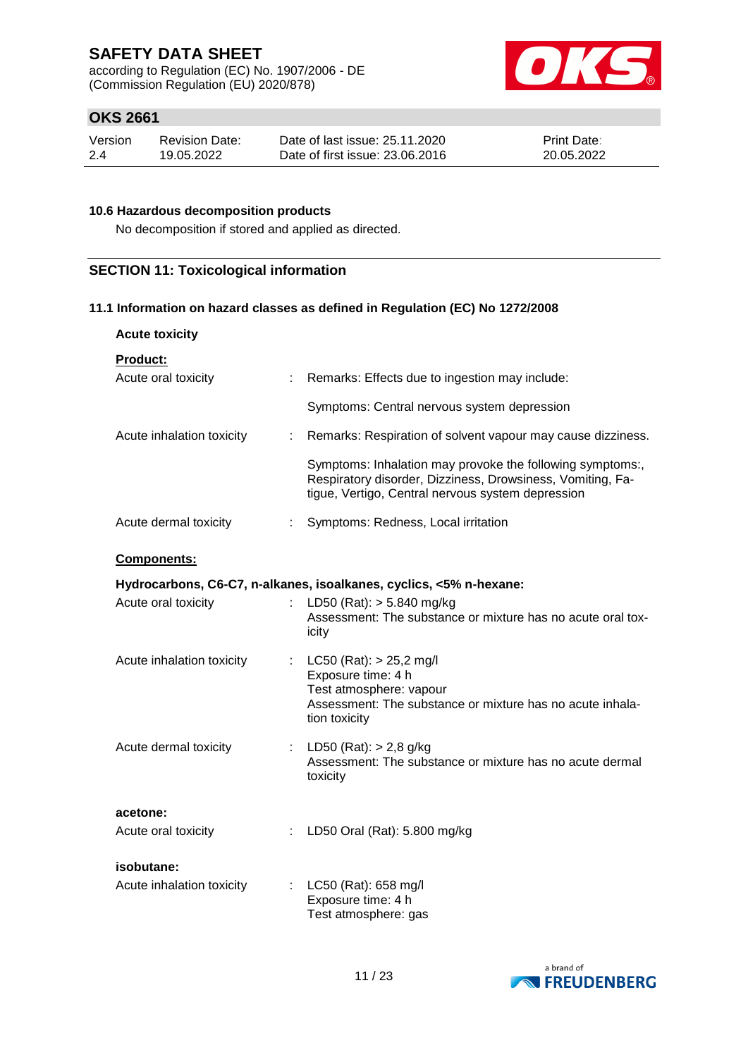### 10.6 Hazardous decomposition products

No decomposition if stored and applied as directed.

## SECTION 11: Toxicological information

### 11.1 Information on hazard classes as defined in Regulation (EC) No 1272/2008

**Acute toxicity**

**Product:**

| | | |
|---|---|---|
| Acute oral toxicity | : | Remarks: Effects due to ingestion may include: |
| | | Symptoms: Central nervous system depression |
| Acute inhalation toxicity | : | Remarks: Respiration of solvent vapour may cause dizziness. |
| | | Symptoms: Inhalation may provoke the following symptoms:, Respiratory disorder, Dizziness, Drowsiness, Vomiting, Fatigue, Vertigo, Central nervous system depression |
| Acute dermal toxicity | : | Symptoms: Redness, Local irritation |

**Components:**

**Hydrocarbons, C6-C7, n-alkanes, isoalkanes, cyclics, <5% n-hexane:**

| | | |
|---|---|---|
| Acute oral toxicity | : | LD50 (Rat): > 5.840 mg/kg<br>Assessment: The substance or mixture has no acute oral toxicity |
| Acute inhalation toxicity | : | LC50 (Rat): > 25,2 mg/l<br>Exposure time: 4 h<br>Test atmosphere: vapour<br>Assessment: The substance or mixture has no acute inhalation toxicity |
| Acute dermal toxicity | : | LD50 (Rat): > 2,8 g/kg<br>Assessment: The substance or mixture has no acute dermal toxicity |

**acetone:**

| | | |
|---|---|---|
| Acute oral toxicity | : | LD50 Oral (Rat): 5.800 mg/kg |

**isobutane:**

| | | |
|---|---|---|
| Acute inhalation toxicity | : | LC50 (Rat): 658 mg/l<br>Exposure time: 4 h<br>Test atmosphere: gas |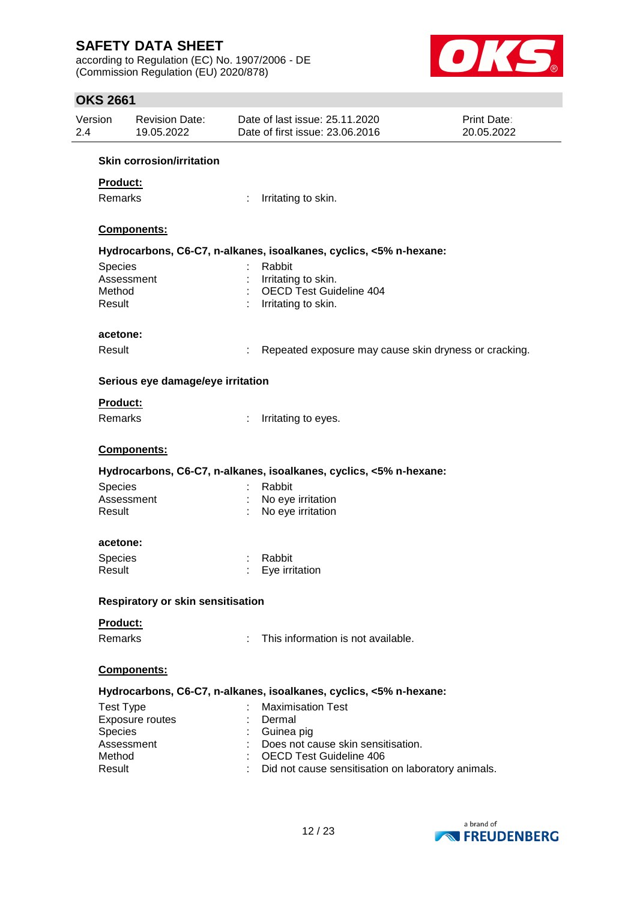**Skin corrosion/irritation**

**Product:**

| | | |
|---|---|---|
| Remarks | : | Irritating to skin. |

**Components:**

**Hydrocarbons, C6-C7, n-alkanes, isoalkanes, cyclics, <5% n-hexane:**

| | | |
|---|---|---|
| Species | : | Rabbit |
| Assessment | : | Irritating to skin. |
| Method | : | OECD Test Guideline 404 |
| Result | : | Irritating to skin. |

**acetone:**

| | | |
|---|---|---|
| Result | : | Repeated exposure may cause skin dryness or cracking. |

**Serious eye damage/eye irritation**

**Product:**

| | | |
|---|---|---|
| Remarks | : | Irritating to eyes. |

**Components:**

**Hydrocarbons, C6-C7, n-alkanes, isoalkanes, cyclics, <5% n-hexane:**

| | | |
|---|---|---|
| Species | : | Rabbit |
| Assessment | : | No eye irritation |
| Result | : | No eye irritation |

**acetone:**

| | | |
|---|---|---|
| Species | : | Rabbit |
| Result | : | Eye irritation |

**Respiratory or skin sensitisation**

**Product:**

| | | |
|---|---|---|
| Remarks | : | This information is not available. |

**Components:**

**Hydrocarbons, C6-C7, n-alkanes, isoalkanes, cyclics, <5% n-hexane:**

| | | |
|---|---|---|
| Test Type | : | Maximisation Test |
| Exposure routes | : | Dermal |
| Species | : | Guinea pig |
| Assessment | : | Does not cause skin sensitisation. |
| Method | : | OECD Test Guideline 406 |
| Result | : | Did not cause sensitisation on laboratory animals. |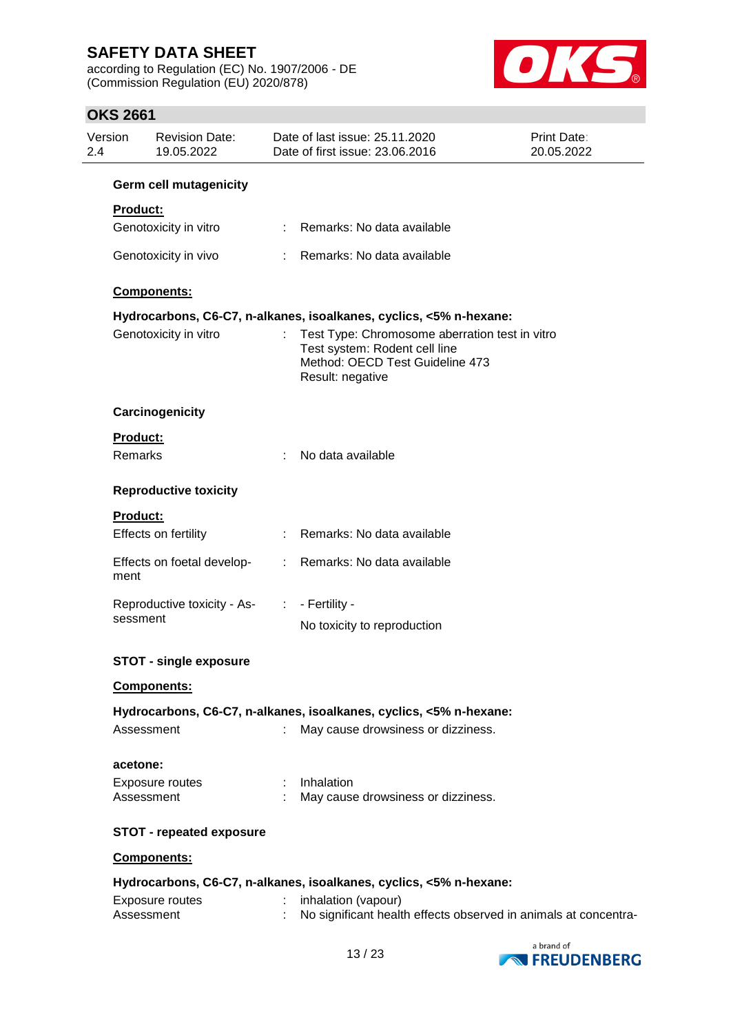**Germ cell mutagenicity**

**Product:**

Genotoxicity in vitro : Remarks: No data available

Genotoxicity in vivo : Remarks: No data available

**Components:**

**Hydrocarbons, C6-C7, n-alkanes, isoalkanes, cyclics, <5% n-hexane:**

Genotoxicity in vitro : Test Type: Chromosome aberration test in vitro
Test system: Rodent cell line
Method: OECD Test Guideline 473
Result: negative

**Carcinogenicity**

**Product:**

Remarks : No data available

**Reproductive toxicity**

**Product:**

Effects on fertility : Remarks: No data available

Effects on foetal development : Remarks: No data available

Reproductive toxicity - Assessment : - Fertility -
No toxicity to reproduction

**STOT - single exposure**

**Components:**

**Hydrocarbons, C6-C7, n-alkanes, isoalkanes, cyclics, <5% n-hexane:**

Assessment : May cause drowsiness or dizziness.

**acetone:**

Exposure routes : Inhalation
Assessment : May cause drowsiness or dizziness.

**STOT - repeated exposure**

**Components:**

**Hydrocarbons, C6-C7, n-alkanes, isoalkanes, cyclics, <5% n-hexane:**

Exposure routes : inhalation (vapour)
Assessment : No significant health effects observed in animals at concentra-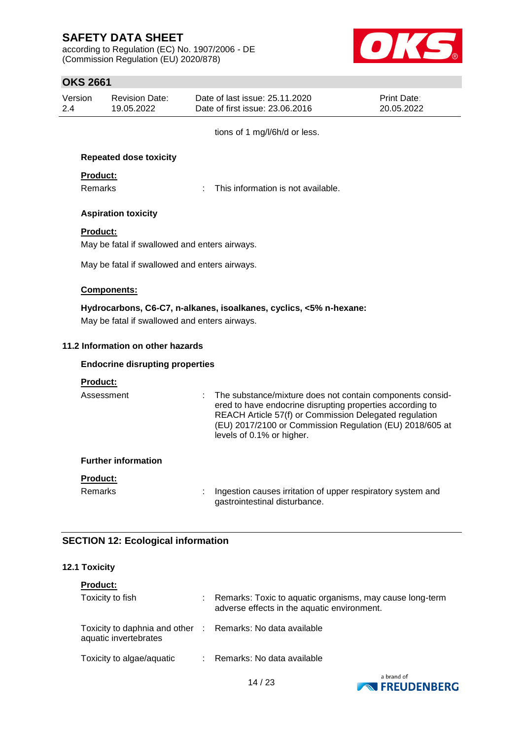tions of 1 mg/l/6h/d or less.

**Repeated dose toxicity**

**Product:**

Remarks : This information is not available.

**Aspiration toxicity**

**Product:**

May be fatal if swallowed and enters airways.

May be fatal if swallowed and enters airways.

**Components:**

**Hydrocarbons, C6-C7, n-alkanes, isoalkanes, cyclics, <5% n-hexane:**

May be fatal if swallowed and enters airways.

### 11.2 Information on other hazards

**Endocrine disrupting properties**

**Product:**

Assessment : The substance/mixture does not contain components considered to have endocrine disrupting properties according to REACH Article 57(f) or Commission Delegated regulation (EU) 2017/2100 or Commission Regulation (EU) 2018/605 at levels of 0.1% or higher.

**Further information**

**Product:**

Remarks : Ingestion causes irritation of upper respiratory system and gastrointestinal disturbance.

## SECTION 12: Ecological information

### 12.1 Toxicity

**Product:**

Toxicity to fish : Remarks: Toxic to aquatic organisms, may cause long-term adverse effects in the aquatic environment.

Toxicity to daphnia and other aquatic invertebrates : Remarks: No data available

Toxicity to algae/aquatic : Remarks: No data available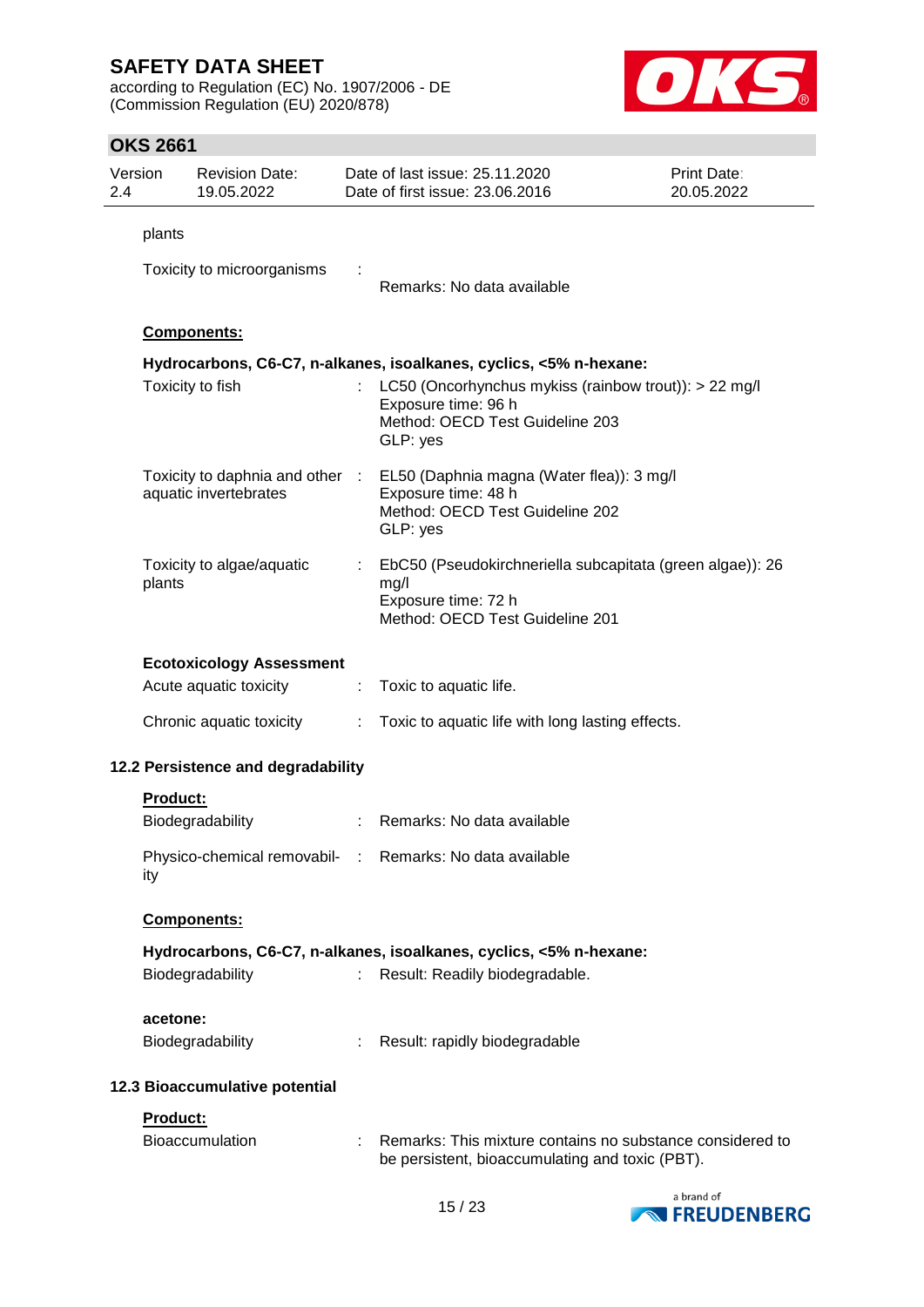plants

Toxicity to microorganisms : Remarks: No data available

**Components:**

**Hydrocarbons, C6-C7, n-alkanes, isoalkanes, cyclics, <5% n-hexane:**

| | | |
|---|---|---|
| Toxicity to fish | : | LC50 (Oncorhynchus mykiss (rainbow trout)): > 22 mg/l<br>Exposure time: 96 h<br>Method: OECD Test Guideline 203<br>GLP: yes |
| Toxicity to daphnia and other aquatic invertebrates | : | EL50 (Daphnia magna (Water flea)): 3 mg/l<br>Exposure time: 48 h<br>Method: OECD Test Guideline 202<br>GLP: yes |
| Toxicity to algae/aquatic plants | : | EbC50 (Pseudokirchneriella subcapitata (green algae)): 26 mg/l<br>Exposure time: 72 h<br>Method: OECD Test Guideline 201 |

**Ecotoxicology Assessment**

| | | |
|---|---|---|
| Acute aquatic toxicity | : | Toxic to aquatic life. |
| Chronic aquatic toxicity | : | Toxic to aquatic life with long lasting effects. |

## 12.2 Persistence and degradability

**Product:**

| | | |
|---|---|---|
| Biodegradability | : | Remarks: No data available |
| Physico-chemical removability | : | Remarks: No data available |

**Components:**

**Hydrocarbons, C6-C7, n-alkanes, isoalkanes, cyclics, <5% n-hexane:**

Biodegradability : Result: Readily biodegradable.

**acetone:**

Biodegradability : Result: rapidly biodegradable

## 12.3 Bioaccumulative potential

**Product:**

Bioaccumulation : Remarks: This mixture contains no substance considered to be persistent, bioaccumulating and toxic (PBT).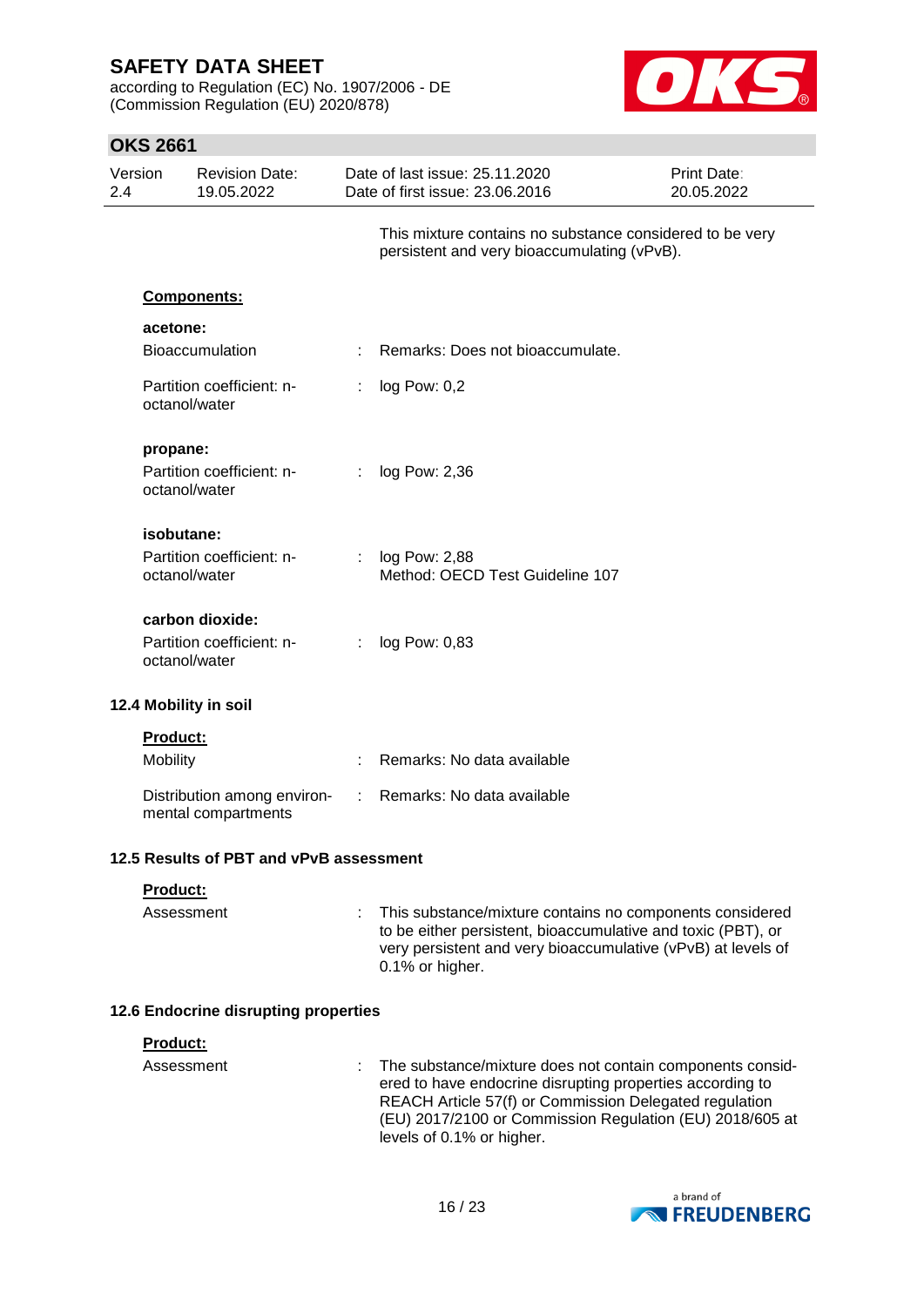This mixture contains no substance considered to be very persistent and very bioaccumulating (vPvB).

**Components:**

**acetone:**

Bioaccumulation : Remarks: Does not bioaccumulate.

Partition coefficient: n-octanol/water : log Pow: 0,2

**propane:**

Partition coefficient: n-octanol/water : log Pow: 2,36

**isobutane:**

Partition coefficient: n-octanol/water : log Pow: 2,88
Method: OECD Test Guideline 107

**carbon dioxide:**

Partition coefficient: n-octanol/water : log Pow: 0,83

### 12.4 Mobility in soil

**Product:**

Mobility : Remarks: No data available

Distribution among environmental compartments : Remarks: No data available

### 12.5 Results of PBT and vPvB assessment

**Product:**

Assessment : This substance/mixture contains no components considered to be either persistent, bioaccumulative and toxic (PBT), or very persistent and very bioaccumulative (vPvB) at levels of 0.1% or higher.

### 12.6 Endocrine disrupting properties

**Product:**

Assessment : The substance/mixture does not contain components considered to have endocrine disrupting properties according to REACH Article 57(f) or Commission Delegated regulation (EU) 2017/2100 or Commission Regulation (EU) 2018/605 at levels of 0.1% or higher.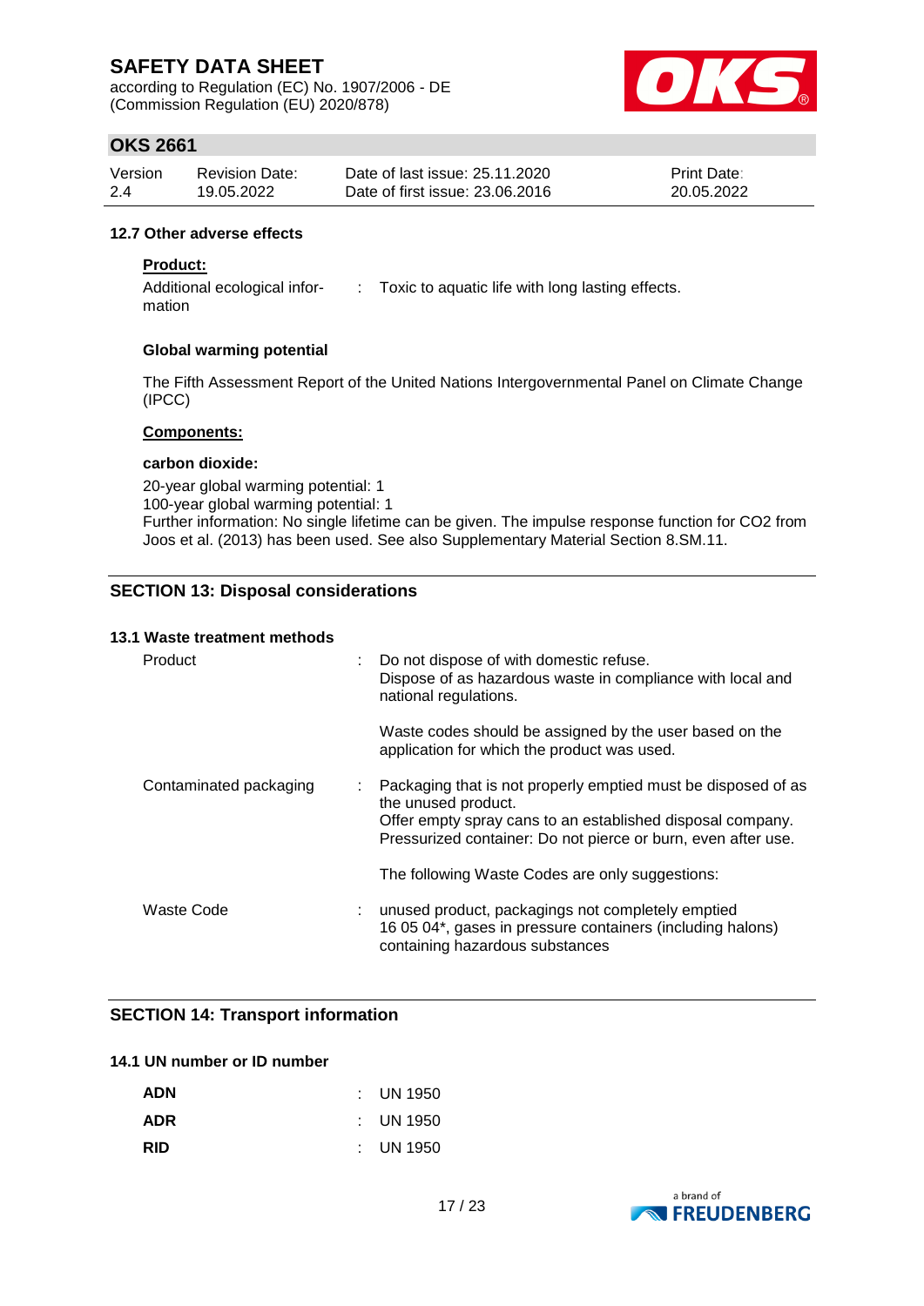### 12.7 Other adverse effects

**Product:**

| | | |
|---|---|---|
| Additional ecological information | : | Toxic to aquatic life with long lasting effects. |

**Global warming potential**

The Fifth Assessment Report of the United Nations Intergovernmental Panel on Climate Change (IPCC)

**Components:**

**carbon dioxide:**

20-year global warming potential: 1
100-year global warming potential: 1
Further information: No single lifetime can be given. The impulse response function for $CO_2$ from Joos et al. (2013) has been used. See also Supplementary Material Section 8.SM.11.

## SECTION 13: Disposal considerations

### 13.1 Waste treatment methods

| | | |
|---|---|---|
| Product | : | Do not dispose of with domestic refuse. Dispose of as hazardous waste in compliance with local and national regulations. |
| | | Waste codes should be assigned by the user based on the application for which the product was used. |
| Contaminated packaging | : | Packaging that is not properly emptied must be disposed of as the unused product. Offer empty spray cans to an established disposal company. Pressurized container: Do not pierce or burn, even after use. |
| | | The following Waste Codes are only suggestions: |
| Waste Code | : | unused product, packagings not completely emptied 16 05 04*, gases in pressure containers (including halons) containing hazardous substances |

## SECTION 14: Transport information

### 14.1 UN number or ID number

| | | |
|---|---|---|
| **ADN** | : | UN 1950 |
| **ADR** | : | UN 1950 |
| **RID** | : | UN 1950 |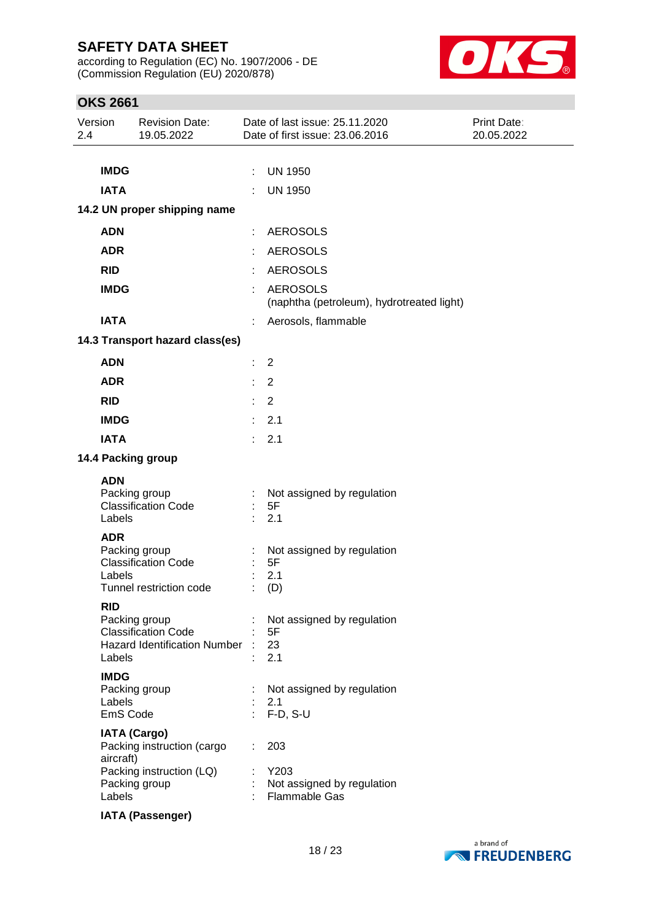| | | |
|---|---|---|
| **IMDG** | : | UN 1950 |
| **IATA** | : | UN 1950 |

**14.2 UN proper shipping name**

| | | |
|---|---|---|
| **ADN** | : | AEROSOLS |
| **ADR** | : | AEROSOLS |
| **RID** | : | AEROSOLS |
| **IMDG** | : | AEROSOLS (naphtha (petroleum), hydrotreated light) |
| **IATA** | : | Aerosols, flammable |

**14.3 Transport hazard class(es)**

| | | |
|---|---|---|
| **ADN** | : | 2 |
| **ADR** | : | 2 |
| **RID** | : | 2 |
| **IMDG** | : | 2.1 |
| **IATA** | : | 2.1 |

**14.4 Packing group**

**ADN**

| | | |
|---|---|---|
| Packing group | : | Not assigned by regulation |
| Classification Code | : | 5F |
| Labels | : | 2.1 |

**ADR**

| | | |
|---|---|---|
| Packing group | : | Not assigned by regulation |
| Classification Code | : | 5F |
| Labels | : | 2.1 |
| Tunnel restriction code | : | (D) |

**RID**

| | | |
|---|---|---|
| Packing group | : | Not assigned by regulation |
| Classification Code | : | 5F |
| Hazard Identification Number | : | 23 |
| Labels | : | 2.1 |

**IMDG**

| | | |
|---|---|---|
| Packing group | : | Not assigned by regulation |
| Labels | : | 2.1 |
| EmS Code | : | F-D, S-U |

**IATA (Cargo)**

| | | |
|---|---|---|
| Packing instruction (cargo aircraft) | : | 203 |
| Packing instruction (LQ) | : | Y203 |
| Packing group | : | Not assigned by regulation |
| Labels | : | Flammable Gas |

**IATA (Passenger)**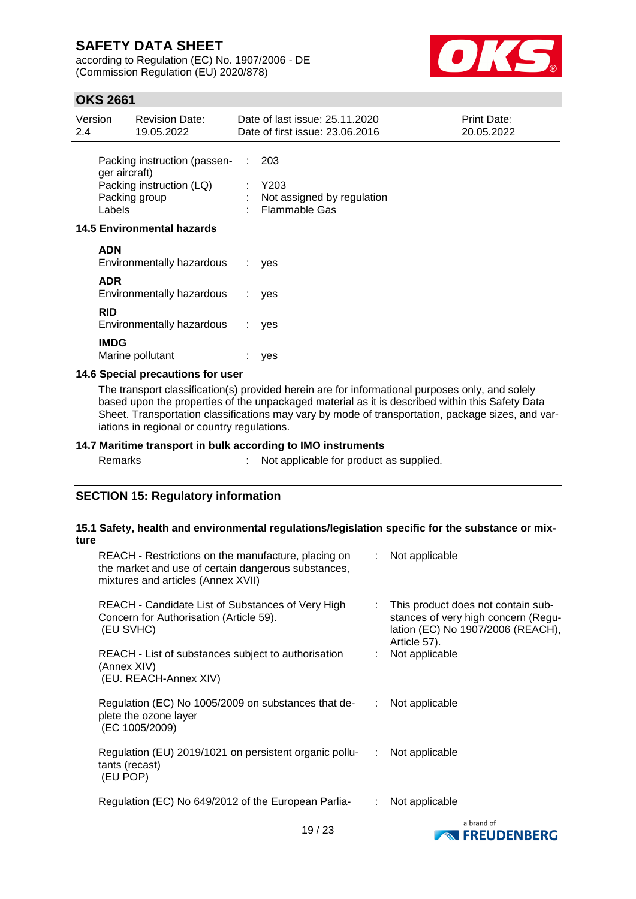| | | |
|---|---|---|
| Packing instruction (passenger aircraft) | : | 203 |
| Packing instruction (LQ) | : | Y203 |
| Packing group | : | Not assigned by regulation |
| Labels | : | Flammable Gas |

**14.5 Environmental hazards**

**ADN**

| | | |
|---|---|---|
| Environmentally hazardous | : | yes |

**ADR**

| | | |
|---|---|---|
| Environmentally hazardous | : | yes |

**RID**

| | | |
|---|---|---|
| Environmentally hazardous | : | yes |

**IMDG**

| | | |
|---|---|---|
| Marine pollutant | : | yes |

**14.6 Special precautions for user**

The transport classification(s) provided herein are for informational purposes only, and solely based upon the properties of the unpackaged material as it is described within this Safety Data Sheet. Transportation classifications may vary by mode of transportation, package sizes, and variations in regional or country regulations.

**14.7 Maritime transport in bulk according to IMO instruments**

| | | |
|---|---|---|
| Remarks | : | Not applicable for product as supplied. |

## SECTION 15: Regulatory information

**15.1 Safety, health and environmental regulations/legislation specific for the substance or mixture**

| | | |
|---|---|---|
| REACH - Restrictions on the manufacture, placing on the market and use of certain dangerous substances, mixtures and articles (Annex XVII) | : | Not applicable |
| REACH - Candidate List of Substances of Very High Concern for Authorisation (Article 59). (EU SVHC) | : | This product does not contain substances of very high concern (Regulation (EC) No 1907/2006 (REACH), Article 57). |
| REACH - List of substances subject to authorisation (Annex XIV) (EU. REACH-Annex XIV) | : | Not applicable |
| Regulation (EC) No 1005/2009 on substances that deplete the ozone layer (EC 1005/2009) | : | Not applicable |
| Regulation (EU) 2019/1021 on persistent organic pollutants (recast) (EU POP) | : | Not applicable |
| Regulation (EC) No 649/2012 of the European Parlia- | : | Not applicable |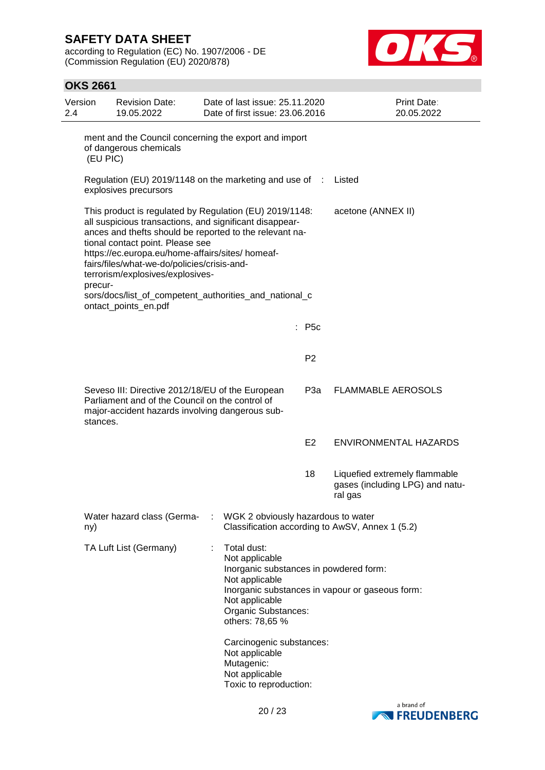ment and the Council concerning the export and import of dangerous chemicals (EU PIC)

Regulation (EU) 2019/1148 on the marketing and use of explosives precursors : Listed

This product is regulated by Regulation (EU) 2019/1148: all suspicious transactions, and significant disappearances and thefts should be reported to the relevant national contact point. Please see https://ec.europa.eu/home-affairs/sites/ homeaffairs/files/what-we-do/policies/crisis-and-terrorism/explosives/explosives-precursors/docs/list_of_competent_authorities_and_national_contact_points_en.pdf — acetone (ANNEX II)

| | | |
|---|---|---|
| | : P5c | |
| | P2 | |
| Seveso III: Directive 2012/18/EU of the European Parliament and of the Council on the control of major-accident hazards involving dangerous substances. | P3a | FLAMMABLE AEROSOLS |
| | E2 | ENVIRONMENTAL HAZARDS |
| | 18 | Liquefied extremely flammable gases (including LPG) and natural gas |

Water hazard class (Germany) : WGK 2 obviously hazardous to water
Classification according to AwSV, Annex 1 (5.2)

TA Luft List (Germany) : Total dust:
Not applicable
Inorganic substances in powdered form:
Not applicable
Inorganic substances in vapour or gaseous form:
Not applicable
Organic Substances:
others: 78,65 %

Carcinogenic substances:
Not applicable
Mutagenic:
Not applicable
Toxic to reproduction: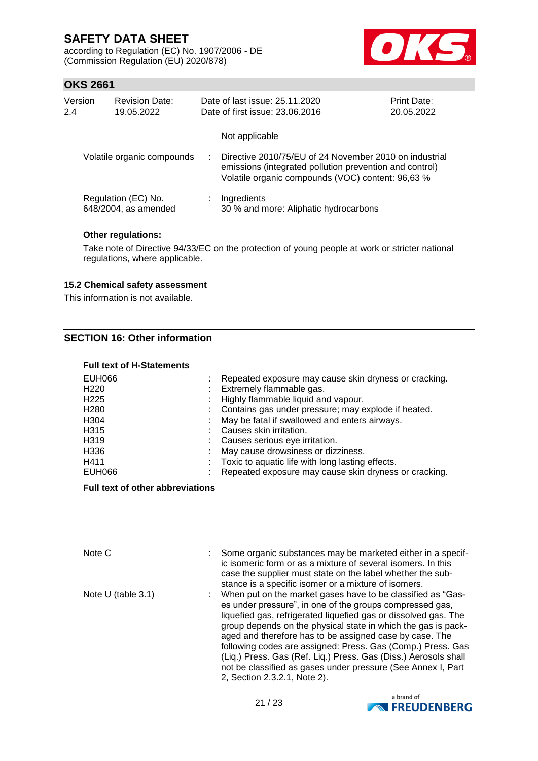Not applicable

Volatile organic compounds : Directive 2010/75/EU of 24 November 2010 on industrial emissions (integrated pollution prevention and control)
Volatile organic compounds (VOC) content: 96,63 %

Regulation (EC) No. 648/2004, as amended : Ingredients
30 % and more: Aliphatic hydrocarbons

**Other regulations:**

Take note of Directive 94/33/EC on the protection of young people at work or stricter national regulations, where applicable.

### 15.2 Chemical safety assessment

This information is not available.

## SECTION 16: Other information

**Full text of H-Statements**

| | | |
|---|---|---|
| EUH066 | : | Repeated exposure may cause skin dryness or cracking. |
| H220 | : | Extremely flammable gas. |
| H225 | : | Highly flammable liquid and vapour. |
| H280 | : | Contains gas under pressure; may explode if heated. |
| H304 | : | May be fatal if swallowed and enters airways. |
| H315 | : | Causes skin irritation. |
| H319 | : | Causes serious eye irritation. |
| H336 | : | May cause drowsiness or dizziness. |
| H411 | : | Toxic to aquatic life with long lasting effects. |
| EUH066 | : | Repeated exposure may cause skin dryness or cracking. |

**Full text of other abbreviations**

| | | |
|---|---|---|
| Note C | : | Some organic substances may be marketed either in a specific isomeric form or as a mixture of several isomers. In this case the supplier must state on the label whether the substance is a specific isomer or a mixture of isomers. |
| Note U (table 3.1) | : | When put on the market gases have to be classified as "Gases under pressure", in one of the groups compressed gas, liquefied gas, refrigerated liquefied gas or dissolved gas. The group depends on the physical state in which the gas is packaged and therefore has to be assigned case by case. The following codes are assigned: Press. Gas (Comp.) Press. Gas (Liq.) Press. Gas (Ref. Liq.) Press. Gas (Diss.) Aerosols shall not be classified as gases under pressure (See Annex I, Part 2, Section 2.3.2.1, Note 2). |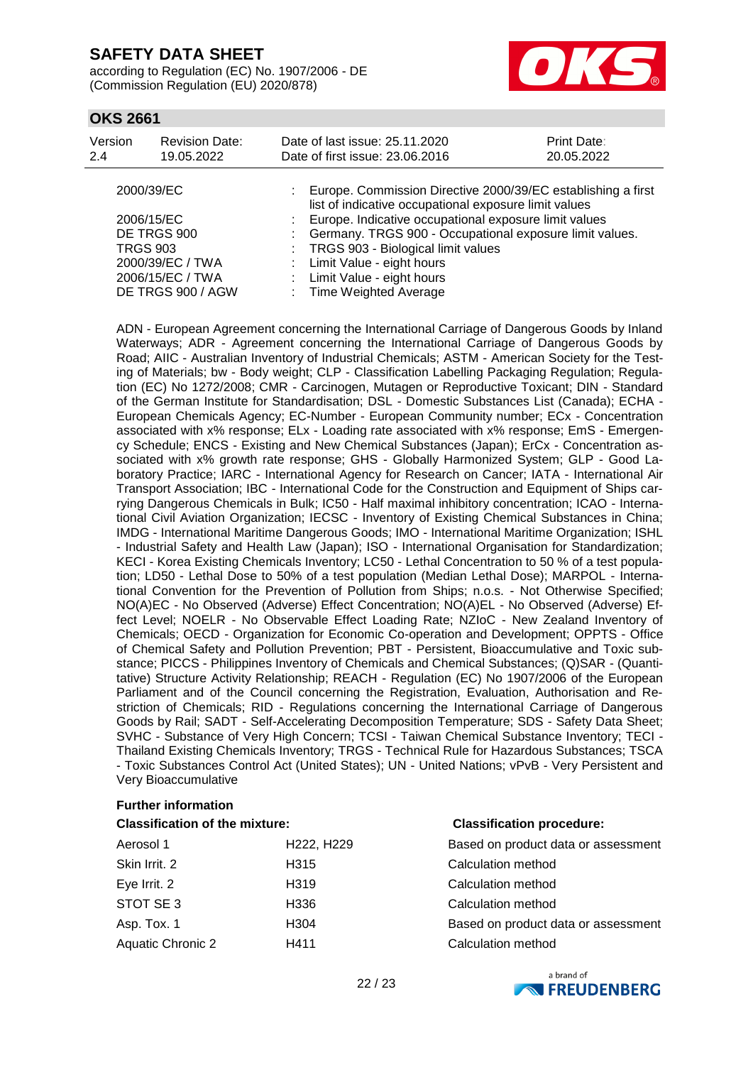| | | |
|---|---|---|
| 2000/39/EC | : | Europe. Commission Directive 2000/39/EC establishing a first list of indicative occupational exposure limit values |
| 2006/15/EC | : | Europe. Indicative occupational exposure limit values |
| DE TRGS 900 | : | Germany. TRGS 900 - Occupational exposure limit values. |
| TRGS 903 | : | TRGS 903 - Biological limit values |
| 2000/39/EC / TWA | : | Limit Value - eight hours |
| 2006/15/EC / TWA | : | Limit Value - eight hours |
| DE TRGS 900 / AGW | : | Time Weighted Average |

ADN - European Agreement concerning the International Carriage of Dangerous Goods by Inland Waterways; ADR - Agreement concerning the International Carriage of Dangerous Goods by Road; AIIC - Australian Inventory of Industrial Chemicals; ASTM - American Society for the Testing of Materials; bw - Body weight; CLP - Classification Labelling Packaging Regulation; Regulation (EC) No 1272/2008; CMR - Carcinogen, Mutagen or Reproductive Toxicant; DIN - Standard of the German Institute for Standardisation; DSL - Domestic Substances List (Canada); ECHA - European Chemicals Agency; EC-Number - European Community number; ECx - Concentration associated with x% response; ELx - Loading rate associated with x% response; EmS - Emergency Schedule; ENCS - Existing and New Chemical Substances (Japan); ErCx - Concentration associated with x% growth rate response; GHS - Globally Harmonized System; GLP - Good Laboratory Practice; IARC - International Agency for Research on Cancer; IATA - International Air Transport Association; IBC - International Code for the Construction and Equipment of Ships carrying Dangerous Chemicals in Bulk; IC50 - Half maximal inhibitory concentration; ICAO - International Civil Aviation Organization; IECSC - Inventory of Existing Chemical Substances in China; IMDG - International Maritime Dangerous Goods; IMO - International Maritime Organization; ISHL - Industrial Safety and Health Law (Japan); ISO - International Organisation for Standardization; KECI - Korea Existing Chemicals Inventory; LC50 - Lethal Concentration to 50 % of a test population; LD50 - Lethal Dose to 50% of a test population (Median Lethal Dose); MARPOL - International Convention for the Prevention of Pollution from Ships; n.o.s. - Not Otherwise Specified; NO(A)EC - No Observed (Adverse) Effect Concentration; NO(A)EL - No Observed (Adverse) Effect Level; NOELR - No Observable Effect Loading Rate; NZIoC - New Zealand Inventory of Chemicals; OECD - Organization for Economic Co-operation and Development; OPPTS - Office of Chemical Safety and Pollution Prevention; PBT - Persistent, Bioaccumulative and Toxic substance; PICCS - Philippines Inventory of Chemicals and Chemical Substances; (Q)SAR - (Quantitative) Structure Activity Relationship; REACH - Regulation (EC) No 1907/2006 of the European Parliament and of the Council concerning the Registration, Evaluation, Authorisation and Restriction of Chemicals; RID - Regulations concerning the International Carriage of Dangerous Goods by Rail; SADT - Self-Accelerating Decomposition Temperature; SDS - Safety Data Sheet; SVHC - Substance of Very High Concern; TCSI - Taiwan Chemical Substance Inventory; TECI - Thailand Existing Chemicals Inventory; TRGS - Technical Rule for Hazardous Substances; TSCA - Toxic Substances Control Act (United States); UN - United Nations; vPvB - Very Persistent and Very Bioaccumulative

**Further information**

| **Classification of the mixture:** | | **Classification procedure:** |
|---|---|---|
| Aerosol 1 | H222, H229 | Based on product data or assessment |
| Skin Irrit. 2 | H315 | Calculation method |
| Eye Irrit. 2 | H319 | Calculation method |
| STOT SE 3 | H336 | Calculation method |
| Asp. Tox. 1 | H304 | Based on product data or assessment |
| Aquatic Chronic 2 | H411 | Calculation method |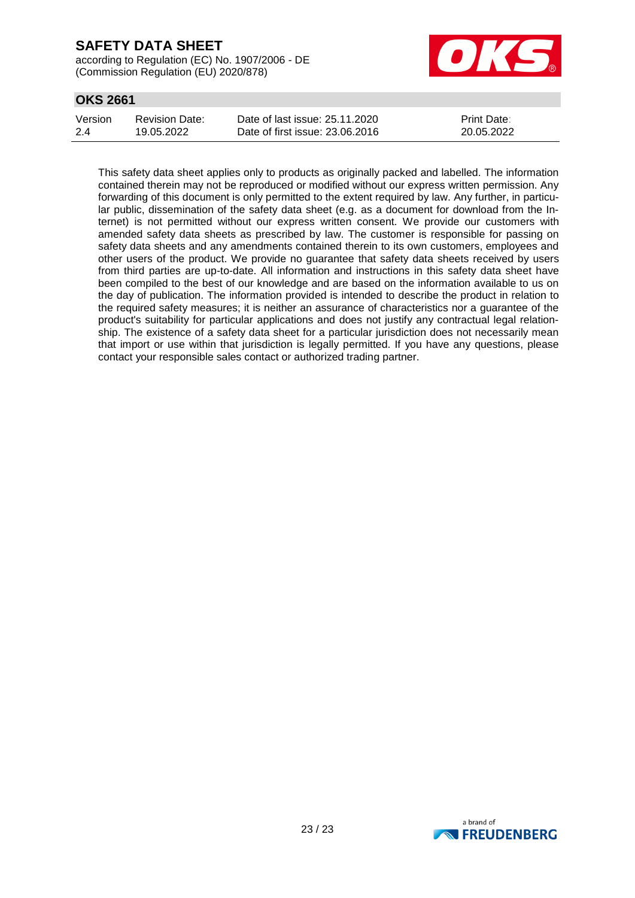This safety data sheet applies only to products as originally packed and labelled. The information contained therein may not be reproduced or modified without our express written permission. Any forwarding of this document is only permitted to the extent required by law. Any further, in particular public, dissemination of the safety data sheet (e.g. as a document for download from the Internet) is not permitted without our express written consent. We provide our customers with amended safety data sheets as prescribed by law. The customer is responsible for passing on safety data sheets and any amendments contained therein to its own customers, employees and other users of the product. We provide no guarantee that safety data sheets received by users from third parties are up-to-date. All information and instructions in this safety data sheet have been compiled to the best of our knowledge and are based on the information available to us on the day of publication. The information provided is intended to describe the product in relation to the required safety measures; it is neither an assurance of characteristics nor a guarantee of the product's suitability for particular applications and does not justify any contractual legal relationship. The existence of a safety data sheet for a particular jurisdiction does not necessarily mean that import or use within that jurisdiction is legally permitted. If you have any questions, please contact your responsible sales contact or authorized trading partner.